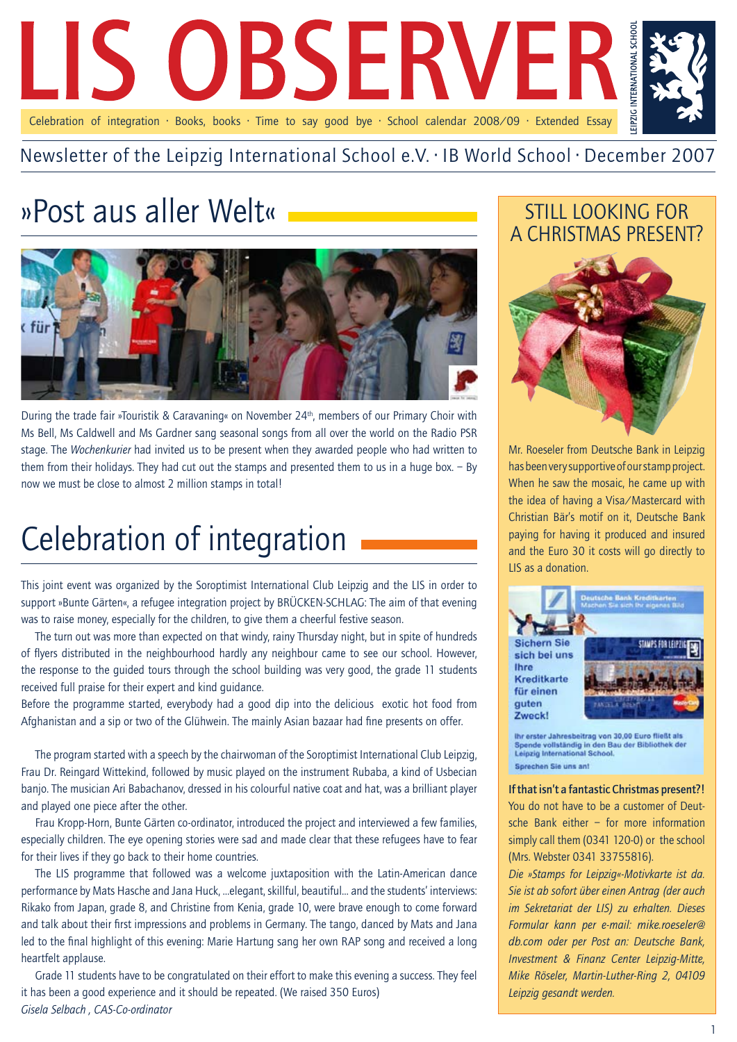# LIS OBSERVER

Celebration of integration · Books, books · Time to say good bye · School calendar 2008/09 · Extended Essay

Newsletter of the Leipzig International School e.V. · IB World School · December 2007

## »Post aus aller Welt«

During the trade fair »Touristik & Caravaning« on November 24th, members of our Primary Choir with Ms Bell, Ms Caldwell and Ms Gardner sang seasonal songs from all over the world on the Radio PSR stage. The *Wochenkurier* had invited us to be present when they awarded people who had written to them from their holidays. They had cut out the stamps and presented them to us in a huge box. – By now we must be close to almost 2 million stamps in total!

## Celebration of integration

This joint event was organized by the Soroptimist International Club Leipzig and the LIS in order to support »Bunte Gärten«, a refugee integration project by BRÜCKEN-SCHLAG: The aim of that evening was to raise money, especially for the children, to give them a cheerful festive season.

The turn out was more than expected on that windy, rainy Thursday night, but in spite of hundreds of flyers distributed in the neighbourhood hardly any neighbour came to see our school. However, the response to the guided tours through the school building was very good, the grade 11 students received full praise for their expert and kind guidance.

Before the programme started, everybody had a good dip into the delicious exotic hot food from Afghanistan and a sip or two of the Glühwein. The mainly Asian bazaar had fine presents on offer.

The program started with a speech by the chairwoman of the Soroptimist International Club Leipzig, Frau Dr. Reingard Wittekind, followed by music played on the instrument Rubaba, a kind of Usbecian banjo. The musician Ari Babachanov, dressed in his colourful native coat and hat, was a brilliant player and played one piece after the other.

Frau Kropp-Horn, Bunte Gärten co-ordinator, introduced the project and interviewed a few families, especially children. The eye opening stories were sad and made clear that these refugees have to fear for their lives if they go back to their home countries.

The LIS programme that followed was a welcome juxtaposition with the Latin-American dance performance by Mats Hasche and Jana Huck, ...elegant, skillful, beautiful... and the students' interviews: Rikako from Japan, grade 8, and Christine from Kenia, grade 10, were brave enough to come forward and talk about their first impressions and problems in Germany. The tango, danced by Mats and Jana led to the final highlight of this evening: Marie Hartung sang her own RAP song and received a long heartfelt applause.

Grade 11 students have to be congratulated on their effort to make this evening a success. They feel it has been a good experience and it should be repeated. (We raised 350 Euros)

*Gisela Selbach , CAS-Co-ordinator*

## STILL LOOKING FOR A CHRISTMAS PRESENT?

Mr. Roeseler from Deutsche Bank in Leipzig has been very supportive of our stamp project. When he saw the mosaic, he came up with the idea of having a Visa/Mastercard with Christian Bär's motif on it, Deutsche Bank paying for having it produced and insured and the Euro 30 it costs will go directly to LIS as a donation.

Deutsche Bank Kreditkarten
Machen Sie sich Ihr eigenes Bild

Sichern Sie sich bei uns Ihre Kreditkarte für einen guten Zweck!

Ihr erster Jahresbeitrag von 30,00 Euro fließt als Spende vollständig in den Bau der Bibliothek der Leipzig International School.

Sprechen Sie uns an!

**If that isn't a fantastic Christmas present?!** You do not have to be a customer of Deutsche Bank either – for more information simply call them (0341 120-0) or the school (Mrs. Webster 0341 33755816).

*Die »Stamps for Leipzig«-Motivkarte ist da. Sie ist ab sofort über einen Antrag (der auch im Sekretariat der LIS) zu erhalten. Dieses Formular kann per e-mail: mike.roeseler@db.com oder per Post an: Deutsche Bank, Investment & Finanz Center Leipzig-Mitte, Mike Röseler, Martin-Luther-Ring 2, 04109 Leipzig gesandt werden.*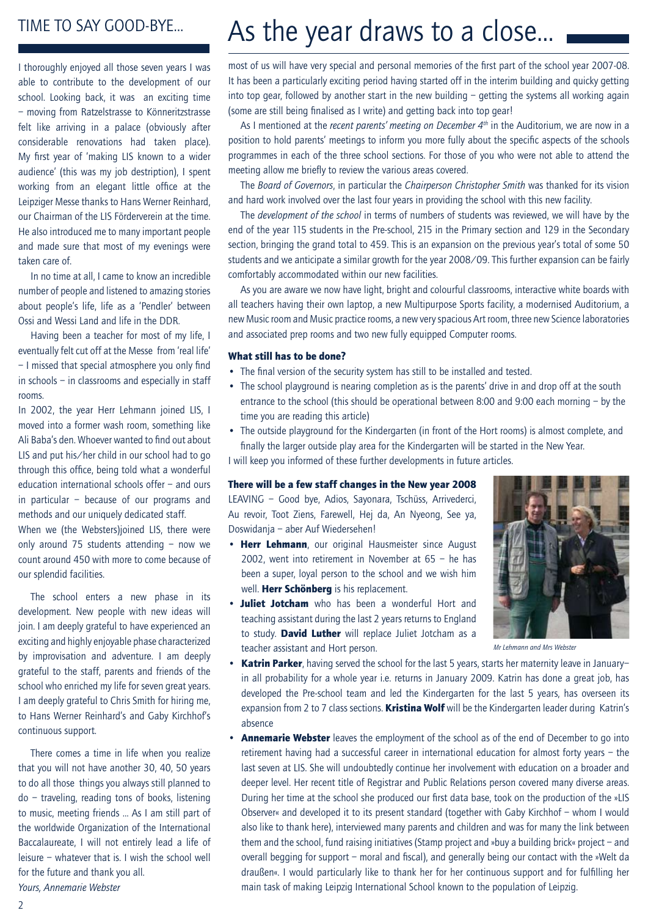## TIME TO SAY GOOD-BYE...

I thoroughly enjoyed all those seven years I was able to contribute to the development of our school. Looking back, it was an exciting time – moving from Ratzelstrasse to Könneritzstrasse felt like arriving in a palace (obviously after considerable renovations had taken place). My first year of 'making LIS known to a wider audience' (this was my job destription), I spent working from an elegant little office at the Leipziger Messe thanks to Hans Werner Reinhard, our Chairman of the LIS Förderverein at the time. He also introduced me to many important people and made sure that most of my evenings were taken care of.

In no time at all, I came to know an incredible number of people and listened to amazing stories about people's life, life as a 'Pendler' between Ossi and Wessi Land and life in the DDR.

Having been a teacher for most of my life, I eventually felt cut off at the Messe from 'real life' – I missed that special atmosphere you only find in schools – in classrooms and especially in staff rooms.

In 2002, the year Herr Lehmann joined LIS, I moved into a former wash room, something like Ali Baba's den. Whoever wanted to find out about LIS and put his/her child in our school had to go through this office, being told what a wonderful education international schools offer – and ours in particular – because of our programs and methods and our uniquely dedicated staff.

When we (the Websters)joined LIS, there were only around 75 students attending – now we count around 450 with more to come because of our splendid facilities.

The school enters a new phase in its development. New people with new ideas will join. I am deeply grateful to have experienced an exciting and highly enjoyable phase characterized by improvisation and adventure. I am deeply grateful to the staff, parents and friends of the school who enriched my life for seven great years. I am deeply grateful to Chris Smith for hiring me, to Hans Werner Reinhard's and Gaby Kirchhof's continuous support.

There comes a time in life when you realize that you will not have another 30, 40, 50 years to do all those things you always still planned to do – traveling, reading tons of books, listening to music, meeting friends ... As I am still part of the worldwide Organization of the International Baccalaureate, I will not entirely lead a life of leisure – whatever that is. I wish the school well for the future and thank you all.

*Yours, Annemarie Webster*

# As the year draws to a close...

most of us will have very special and personal memories of the first part of the school year 2007-08. It has been a particularly exciting period having started off in the interim building and quicky getting into top gear, followed by another start in the new building – getting the systems all working again (some are still being finalised as I write) and getting back into top gear!

As I mentioned at the *recent parents' meeting on December 4th* in the Auditorium, we are now in a position to hold parents' meetings to inform you more fully about the specific aspects of the schools programmes in each of the three school sections. For those of you who were not able to attend the meeting allow me briefly to review the various areas covered.

The *Board of Governors*, in particular the *Chairperson Christopher Smith* was thanked for its vision and hard work involved over the last four years in providing the school with this new facility.

The *development of the school* in terms of numbers of students was reviewed, we will have by the end of the year 115 students in the Pre-school, 215 in the Primary section and 129 in the Secondary section, bringing the grand total to 459. This is an expansion on the previous year's total of some 50 students and we anticipate a similar growth for the year 2008/09. This further expansion can be fairly comfortably accommodated within our new facilities.

As you are aware we now have light, bright and colourful classrooms, interactive white boards with all teachers having their own laptop, a new Multipurpose Sports facility, a modernised Auditorium, a new Music room and Music practice rooms, a new very spacious Art room, three new Science laboratories and associated prep rooms and two new fully equipped Computer rooms.

### What still has to be done?

- The final version of the security system has still to be installed and tested.
- The school playground is nearing completion as is the parents' drive in and drop off at the south entrance to the school (this should be operational between 8:00 and 9:00 each morning – by the time you are reading this article)
- The outside playground for the Kindergarten (in front of the Hort rooms) is almost complete, and finally the larger outside play area for the Kindergarten will be started in the New Year.

I will keep you informed of these further developments in future articles.

### There will be a few staff changes in the New year 2008

LEAVING – Good bye, Adios, Sayonara, Tschüss, Arrivederci, Au revoir, Toot Ziens, Farewell, Hej da, An Nyeong, See ya, Doswidanja – aber Auf Wiedersehen!

- **Herr Lehmann**, our original Hausmeister since August 2002, went into retirement in November at 65 – he has been a super, loyal person to the school and we wish him well. **Herr Schönberg** is his replacement.
- **Juliet Jotcham** who has been a wonderful Hort and teaching assistant during the last 2 years returns to England to study. **David Luther** will replace Juliet Jotcham as a teacher assistant and Hort person.

*Mr Lehmann and Mrs Webster*

- **Katrin Parker**, having served the school for the last 5 years, starts her maternity leave in January– in all probability for a whole year i.e. returns in January 2009. Katrin has done a great job, has developed the Pre-school team and led the Kindergarten for the last 5 years, has overseen its expansion from 2 to 7 class sections. **Kristina Wolf** will be the Kindergarten leader during Katrin's absence
- **Annemarie Webster** leaves the employment of the school as of the end of December to go into retirement having had a successful career in international education for almost forty years – the last seven at LIS. She will undoubtedly continue her involvement with education on a broader and deeper level. Her recent title of Registrar and Public Relations person covered many diverse areas. During her time at the school she produced our first data base, took on the production of the »LIS Observer« and developed it to its present standard (together with Gaby Kirchhof – whom I would also like to thank here), interviewed many parents and children and was for many the link between them and the school, fund raising initiatives (Stamp project and »buy a building brick« project – and overall begging for support – moral and fiscal), and generally being our contact with the »Welt da draußen«. I would particularly like to thank her for her continuous support and for fulfilling her main task of making Leipzig International School known to the population of Leipzig.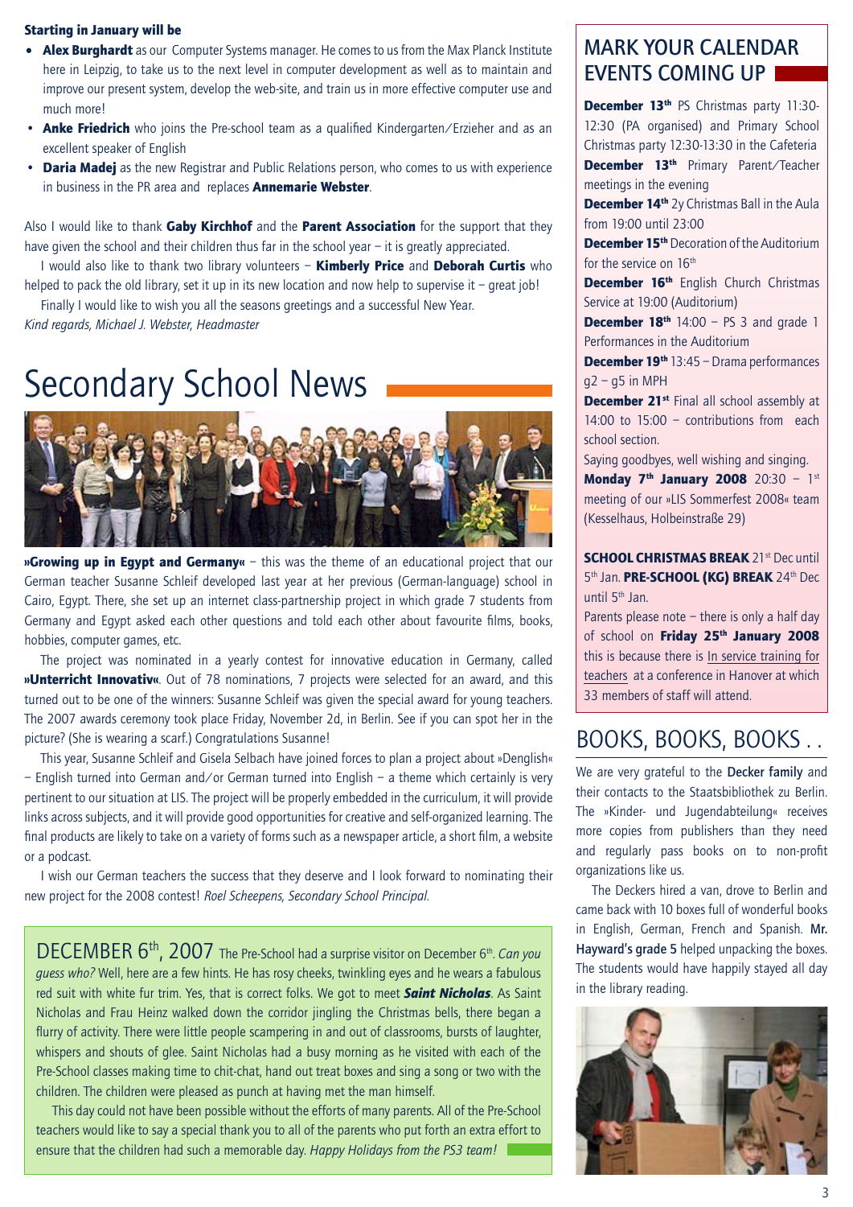**Starting in January will be**

- **Alex Burghardt** as our Computer Systems manager. He comes to us from the Max Planck Institute here in Leipzig, to take us to the next level in computer development as well as to maintain and improve our present system, develop the web-site, and train us in more effective computer use and much more!
- **Anke Friedrich** who joins the Pre-school team as a qualified Kindergarten/Erzieher and as an excellent speaker of English
- **Daria Madej** as the new Registrar and Public Relations person, who comes to us with experience in business in the PR area and replaces **Annemarie Webster**.

Also I would like to thank **Gaby Kirchhof** and the **Parent Association** for the support that they have given the school and their children thus far in the school year – it is greatly appreciated.

I would also like to thank two library volunteers – **Kimberly Price** and **Deborah Curtis** who helped to pack the old library, set it up in its new location and now help to supervise it – great job!

Finally I would like to wish you all the seasons greetings and a successful New Year.

*Kind regards, Michael J. Webster, Headmaster*

# Secondary School News

**»Growing up in Egypt and Germany«** – this was the theme of an educational project that our German teacher Susanne Schleif developed last year at her previous (German-language) school in Cairo, Egypt. There, she set up an internet class-partnership project in which grade 7 students from Germany and Egypt asked each other questions and told each other about favourite films, books, hobbies, computer games, etc.

The project was nominated in a yearly contest for innovative education in Germany, called **»Unterricht Innovativ«**. Out of 78 nominations, 7 projects were selected for an award, and this turned out to be one of the winners: Susanne Schleif was given the special award for young teachers. The 2007 awards ceremony took place Friday, November 2d, in Berlin. See if you can spot her in the picture? (She is wearing a scarf.) Congratulations Susanne!

This year, Susanne Schleif and Gisela Selbach have joined forces to plan a project about »Denglish« – English turned into German and/or German turned into English – a theme which certainly is very pertinent to our situation at LIS. The project will be properly embedded in the curriculum, it will provide links across subjects, and it will provide good opportunities for creative and self-organized learning. The final products are likely to take on a variety of forms such as a newspaper article, a short film, a website or a podcast.

I wish our German teachers the success that they deserve and I look forward to nominating their new project for the 2008 contest! *Roel Scheepens, Secondary School Principal.*

## DECEMBER 6th, 2007

The Pre-School had a surprise visitor on December 6th. *Can you guess who?* Well, here are a few hints. He has rosy cheeks, twinkling eyes and he wears a fabulous red suit with white fur trim. Yes, that is correct folks. We got to meet ***Saint Nicholas***. As Saint Nicholas and Frau Heinz walked down the corridor jingling the Christmas bells, there began a flurry of activity. There were little people scampering in and out of classrooms, bursts of laughter, whispers and shouts of glee. Saint Nicholas had a busy morning as he visited with each of the Pre-School classes making time to chit-chat, hand out treat boxes and sing a song or two with the children. The children were pleased as punch at having met the man himself.

This day could not have been possible without the efforts of many parents. All of the Pre-School teachers would like to say a special thank you to all of the parents who put forth an extra effort to ensure that the children had such a memorable day. *Happy Holidays from the PS3 team!*

## MARK YOUR CALENDAR EVENTS COMING UP

**December 13th** PS Christmas party 11:30-12:30 (PA organised) and Primary School Christmas party 12:30-13:30 in the Cafeteria

**December 13th** Primary Parent/Teacher meetings in the evening

**December 14th** 2y Christmas Ball in the Aula from 19:00 until 23:00

**December 15th** Decoration of the Auditorium for the service on 16th

**December 16th** English Church Christmas Service at 19:00 (Auditorium)

**December 18th** 14:00 – PS 3 and grade 1 Performances in the Auditorium

**December 19th** 13:45 – Drama performances g2 – g5 in MPH

**December 21st** Final all school assembly at 14:00 to 15:00 – contributions from each school section.

Saying goodbyes, well wishing and singing.

**Monday 7th January 2008** 20:30 – 1st meeting of our »LIS Sommerfest 2008« team (Kesselhaus, Holbeinstraße 29)

**SCHOOL CHRISTMAS BREAK** 21st Dec until 5th Jan. **PRE-SCHOOL (KG) BREAK** 24th Dec until 5th Jan.

Parents please note – there is only a half day of school on **Friday 25th January 2008** this is because there is In service training for teachers at a conference in Hanover at which 33 members of staff will attend.

## BOOKS, BOOKS, BOOKS . .

We are very grateful to the **Decker family** and their contacts to the Staatsbibliothek zu Berlin. The »Kinder- und Jugendabteilung« receives more copies from publishers than they need and regularly pass books on to non-profit organizations like us.

The Deckers hired a van, drove to Berlin and came back with 10 boxes full of wonderful books in English, German, French and Spanish. **Mr. Hayward's grade 5** helped unpacking the boxes. The students would have happily stayed all day in the library reading.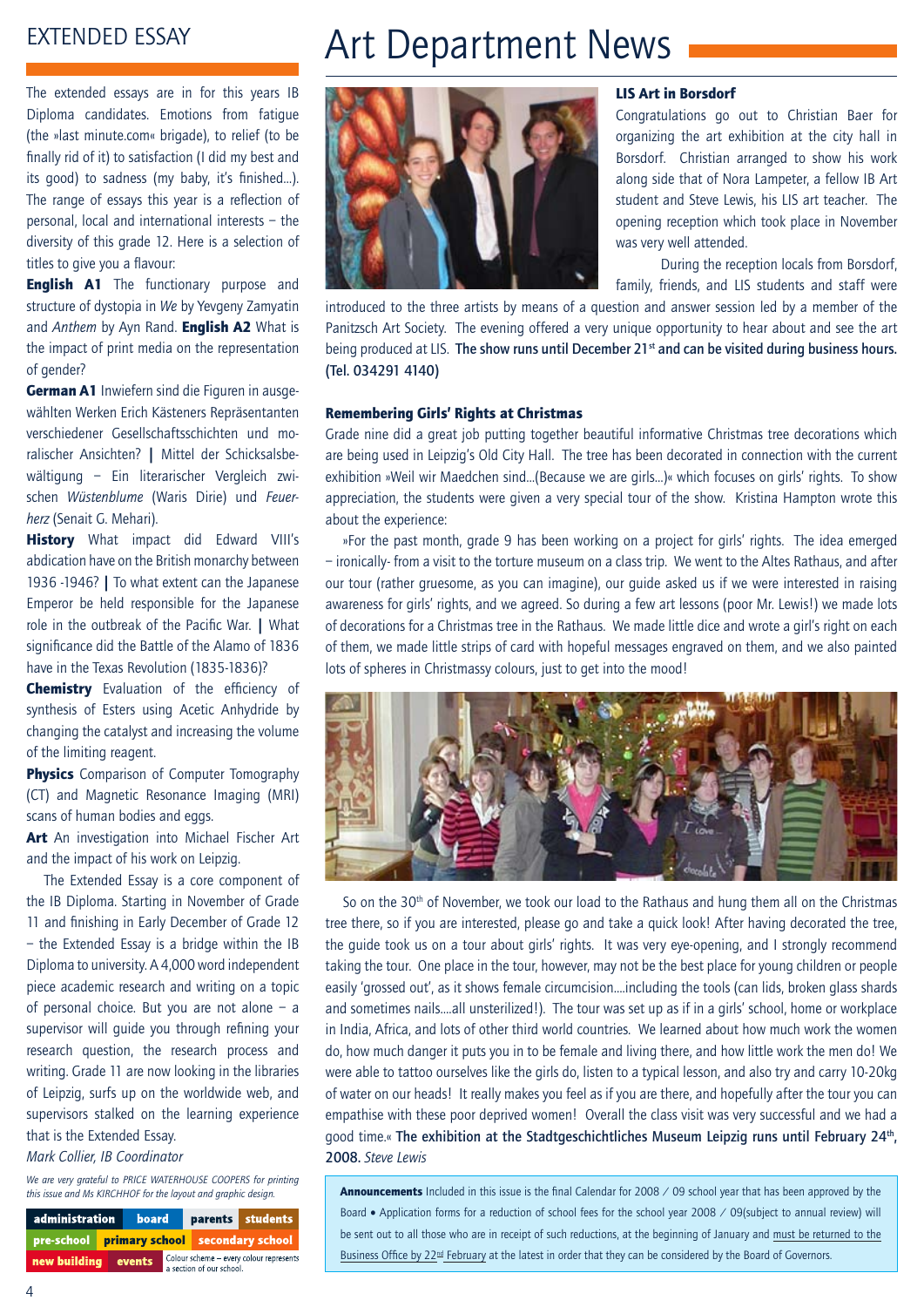# EXTENDED ESSAY

The extended essays are in for this years IB Diploma candidates. Emotions from fatigue (the »last minute.com« brigade), to relief (to be finally rid of it) to satisfaction (I did my best and its good) to sadness (my baby, it's finished...). The range of essays this year is a reflection of personal, local and international interests – the diversity of this grade 12. Here is a selection of titles to give you a flavour:

**English A1** The functionary purpose and structure of dystopia in *We* by Yevgeny Zamyatin and *Anthem* by Ayn Rand. **English A2** What is the impact of print media on the representation of gender?

**German A1** Inwiefern sind die Figuren in ausgewählten Werken Erich Kästeners Repräsentanten verschiedener Gesellschaftsschichten und moralischer Ansichten? **|** Mittel der Schicksalsbewältigung – Ein literarischer Vergleich zwischen *Wüstenblume* (Waris Dirie) und *Feuerherz* (Senait G. Mehari).

**History** What impact did Edward VIII's abdication have on the British monarchy between 1936 -1946? **|** To what extent can the Japanese Emperor be held responsible for the Japanese role in the outbreak of the Pacific War. **|** What significance did the Battle of the Alamo of 1836 have in the Texas Revolution (1835-1836)?

**Chemistry** Evaluation of the efficiency of synthesis of Esters using Acetic Anhydride by changing the catalyst and increasing the volume of the limiting reagent.

**Physics** Comparison of Computer Tomography (CT) and Magnetic Resonance Imaging (MRI) scans of human bodies and eggs.

**Art** An investigation into Michael Fischer Art and the impact of his work on Leipzig.

The Extended Essay is a core component of the IB Diploma. Starting in November of Grade 11 and finishing in Early December of Grade 12 – the Extended Essay is a bridge within the IB Diploma to university. A 4,000 word independent piece academic research and writing on a topic of personal choice. But you are not alone – a supervisor will guide you through refining your research question, the research process and writing. Grade 11 are now looking in the libraries of Leipzig, surfs up on the worldwide web, and supervisors stalked on the learning experience that is the Extended Essay.

*Mark Collier, IB Coordinator*

*We are very grateful to PRICE WATERHOUSE COOPERS for printing this issue and Ms KIRCHHOF for the layout and graphic design.*

| | | | |
|---|---|---|---|
| administration | board | parents | students |
| pre-school | primary school | secondary school | |
| new building | events | Colour scheme – every colour represents a section of our school. | |

# Art Department News

### LIS Art in Borsdorf

Congratulations go out to Christian Baer for organizing the art exhibition at the city hall in Borsdorf. Christian arranged to show his work along side that of Nora Lampeter, a fellow IB Art student and Steve Lewis, his LIS art teacher. The opening reception which took place in November was very well attended.

During the reception locals from Borsdorf, family, friends, and LIS students and staff were introduced to the three artists by means of a question and answer session led by a member of the Panitzsch Art Society. The evening offered a very unique opportunity to hear about and see the art being produced at LIS. **The show runs until December 21st and can be visited during business hours. (Tel. 034291 4140)**

### Remembering Girls' Rights at Christmas

Grade nine did a great job putting together beautiful informative Christmas tree decorations which are being used in Leipzig's Old City Hall. The tree has been decorated in connection with the current exhibition »Weil wir Maedchen sind...(Because we are girls...)« which focuses on girls' rights. To show appreciation, the students were given a very special tour of the show. Kristina Hampton wrote this about the experience:

»For the past month, grade 9 has been working on a project for girls' rights. The idea emerged – ironically- from a visit to the torture museum on a class trip. We went to the Altes Rathaus, and after our tour (rather gruesome, as you can imagine), our guide asked us if we were interested in raising awareness for girls' rights, and we agreed. So during a few art lessons (poor Mr. Lewis!) we made lots of decorations for a Christmas tree in the Rathaus. We made little dice and wrote a girl's right on each of them, we made little strips of card with hopeful messages engraved on them, and we also painted lots of spheres in Christmassy colours, just to get into the mood!

So on the 30th of November, we took our load to the Rathaus and hung them all on the Christmas tree there, so if you are interested, please go and take a quick look! After having decorated the tree, the guide took us on a tour about girls' rights. It was very eye-opening, and I strongly recommend taking the tour. One place in the tour, however, may not be the best place for young children or people easily 'grossed out', as it shows female circumcision....including the tools (can lids, broken glass shards and sometimes nails....all unsterilized!). The tour was set up as if in a girls' school, home or workplace in India, Africa, and lots of other third world countries. We learned about how much work the women do, how much danger it puts you in to be female and living there, and how little work the men do! We were able to tattoo ourselves like the girls do, listen to a typical lesson, and also try and carry 10-20kg of water on our heads! It really makes you feel as if you are there, and hopefully after the tour you can empathise with these poor deprived women! Overall the class visit was very successful and we had a good time.« **The exhibition at the Stadtgeschichtliches Museum Leipzig runs until February 24th, 2008.** *Steve Lewis*

**Announcements** Included in this issue is the final Calendar for 2008 / 09 school year that has been approved by the Board • Application forms for a reduction of school fees for the school year 2008 / 09(subject to annual review) will be sent out to all those who are in receipt of such reductions, at the beginning of January and must be returned to the Business Office by 22nd February at the latest in order that they can be considered by the Board of Governors.